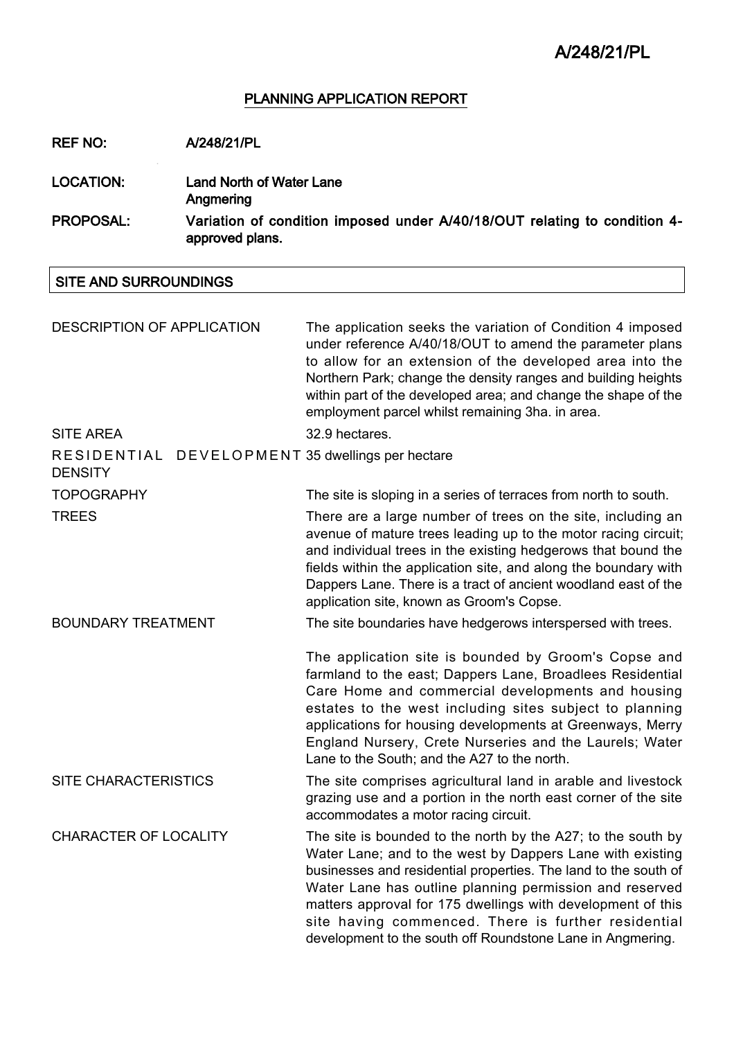## PLANNING APPLICATION REPORT

**REF NO:** A/248/21/PL

**LOCATION:** Land North of Water Lane
Angmering

**PROPOSAL:** Variation of condition imposed under A/40/18/OUT relating to condition 4- approved plans.

## SITE AND SURROUNDINGS

| | |
|---|---|
| DESCRIPTION OF APPLICATION | The application seeks the variation of Condition 4 imposed under reference A/40/18/OUT to amend the parameter plans to allow for an extension of the developed area into the Northern Park; change the density ranges and building heights within part of the developed area; and change the shape of the employment parcel whilst remaining 3ha. in area. |
| SITE AREA | 32.9 hectares. |
| RESIDENTIAL DEVELOPMENT DENSITY | 35 dwellings per hectare |
| TOPOGRAPHY | The site is sloping in a series of terraces from north to south. |
| TREES | There are a large number of trees on the site, including an avenue of mature trees leading up to the motor racing circuit; and individual trees in the existing hedgerows that bound the fields within the application site, and along the boundary with Dappers Lane. There is a tract of ancient woodland east of the application site, known as Groom's Copse. |
| BOUNDARY TREATMENT | The site boundaries have hedgerows interspersed with trees.<br><br>The application site is bounded by Groom's Copse and farmland to the east; Dappers Lane, Broadlees Residential Care Home and commercial developments and housing estates to the west including sites subject to planning applications for housing developments at Greenways, Merry England Nursery, Crete Nurseries and the Laurels; Water Lane to the South; and the A27 to the north. |
| SITE CHARACTERISTICS | The site comprises agricultural land in arable and livestock grazing use and a portion in the north east corner of the site accommodates a motor racing circuit. |
| CHARACTER OF LOCALITY | The site is bounded to the north by the A27; to the south by Water Lane; and to the west by Dappers Lane with existing businesses and residential properties. The land to the south of Water Lane has outline planning permission and reserved matters approval for 175 dwellings with development of this site having commenced. There is further residential development to the south off Roundstone Lane in Angmering. |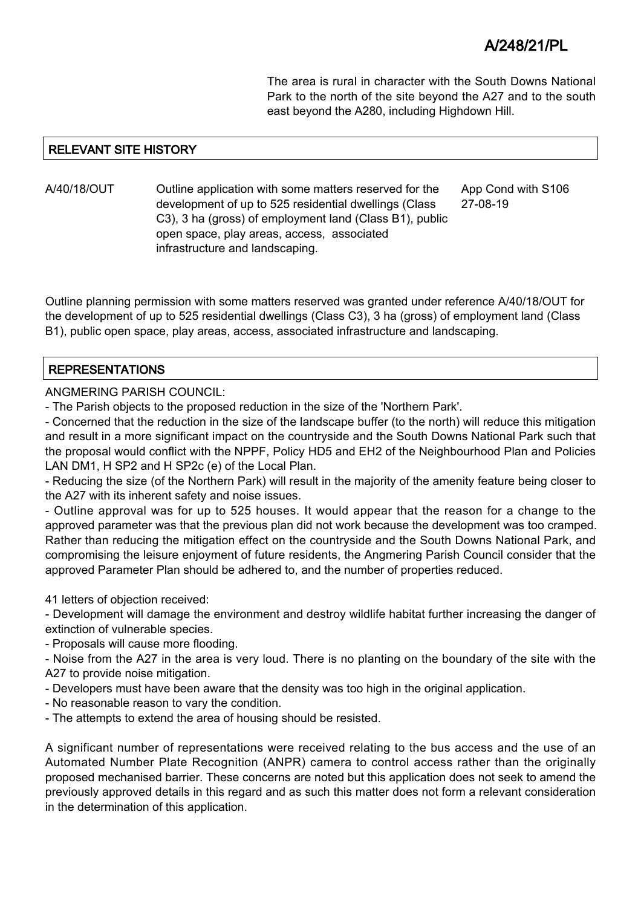The area is rural in character with the South Downs National Park to the north of the site beyond the A27 and to the south east beyond the A280, including Highdown Hill.

## RELEVANT SITE HISTORY

| | | |
|---|---|---|
| A/40/18/OUT | Outline application with some matters reserved for the development of up to 525 residential dwellings (Class C3), 3 ha (gross) of employment land (Class B1), public open space, play areas, access, associated infrastructure and landscaping. | App Cond with S106 27-08-19 |

Outline planning permission with some matters reserved was granted under reference A/40/18/OUT for the development of up to 525 residential dwellings (Class C3), 3 ha (gross) of employment land (Class B1), public open space, play areas, access, associated infrastructure and landscaping.

## REPRESENTATIONS

ANGMERING PARISH COUNCIL:

- The Parish objects to the proposed reduction in the size of the 'Northern Park'.
- Concerned that the reduction in the size of the landscape buffer (to the north) will reduce this mitigation and result in a more significant impact on the countryside and the South Downs National Park such that the proposal would conflict with the NPPF, Policy HD5 and EH2 of the Neighbourhood Plan and Policies LAN DM1, H SP2 and H SP2c (e) of the Local Plan.
- Reducing the size (of the Northern Park) will result in the majority of the amenity feature being closer to the A27 with its inherent safety and noise issues.
- Outline approval was for up to 525 houses. It would appear that the reason for a change to the approved parameter was that the previous plan did not work because the development was too cramped. Rather than reducing the mitigation effect on the countryside and the South Downs National Park, and compromising the leisure enjoyment of future residents, the Angmering Parish Council consider that the approved Parameter Plan should be adhered to, and the number of properties reduced.

41 letters of objection received:

- Development will damage the environment and destroy wildlife habitat further increasing the danger of extinction of vulnerable species.
- Proposals will cause more flooding.
- Noise from the A27 in the area is very loud. There is no planting on the boundary of the site with the A27 to provide noise mitigation.
- Developers must have been aware that the density was too high in the original application.
- No reasonable reason to vary the condition.
- The attempts to extend the area of housing should be resisted.

A significant number of representations were received relating to the bus access and the use of an Automated Number Plate Recognition (ANPR) camera to control access rather than the originally proposed mechanised barrier. These concerns are noted but this application does not seek to amend the previously approved details in this regard and as such this matter does not form a relevant consideration in the determination of this application.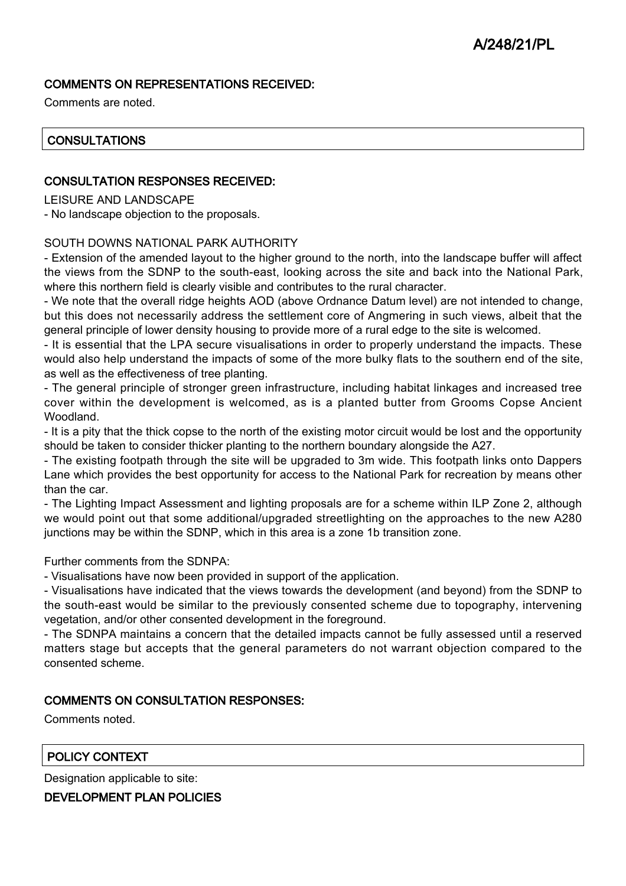### COMMENTS ON REPRESENTATIONS RECEIVED:

Comments are noted.

## CONSULTATIONS

### CONSULTATION RESPONSES RECEIVED:

LEISURE AND LANDSCAPE

- No landscape objection to the proposals.

SOUTH DOWNS NATIONAL PARK AUTHORITY

- Extension of the amended layout to the higher ground to the north, into the landscape buffer will affect the views from the SDNP to the south-east, looking across the site and back into the National Park, where this northern field is clearly visible and contributes to the rural character.
- We note that the overall ridge heights AOD (above Ordnance Datum level) are not intended to change, but this does not necessarily address the settlement core of Angmering in such views, albeit that the general principle of lower density housing to provide more of a rural edge to the site is welcomed.
- It is essential that the LPA secure visualisations in order to properly understand the impacts. These would also help understand the impacts of some of the more bulky flats to the southern end of the site, as well as the effectiveness of tree planting.
- The general principle of stronger green infrastructure, including habitat linkages and increased tree cover within the development is welcomed, as is a planted butter from Grooms Copse Ancient Woodland.
- It is a pity that the thick copse to the north of the existing motor circuit would be lost and the opportunity should be taken to consider thicker planting to the northern boundary alongside the A27.
- The existing footpath through the site will be upgraded to 3m wide. This footpath links onto Dappers Lane which provides the best opportunity for access to the National Park for recreation by means other than the car.
- The Lighting Impact Assessment and lighting proposals are for a scheme within ILP Zone 2, although we would point out that some additional/upgraded streetlighting on the approaches to the new A280 junctions may be within the SDNP, which in this area is a zone 1b transition zone.

Further comments from the SDNPA:

- Visualisations have now been provided in support of the application.
- Visualisations have indicated that the views towards the development (and beyond) from the SDNP to the south-east would be similar to the previously consented scheme due to topography, intervening vegetation, and/or other consented development in the foreground.
- The SDNPA maintains a concern that the detailed impacts cannot be fully assessed until a reserved matters stage but accepts that the general parameters do not warrant objection compared to the consented scheme.

### COMMENTS ON CONSULTATION RESPONSES:

Comments noted.

## POLICY CONTEXT

Designation applicable to site:

### DEVELOPMENT PLAN POLICIES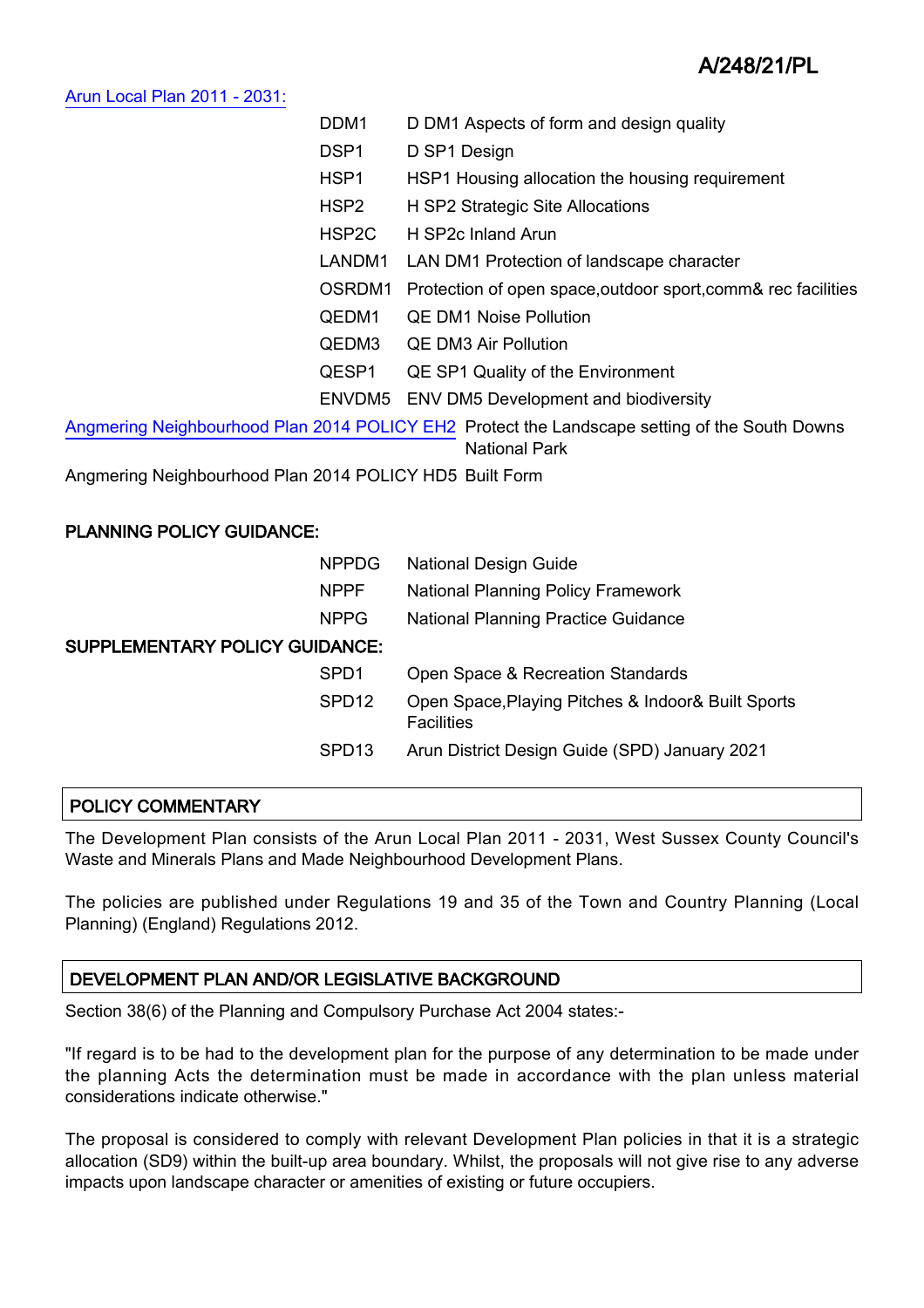Arun Local Plan 2011 - 2031:

| | |
|---|---|
| DDM1 | D DM1 Aspects of form and design quality |
| DSP1 | D SP1 Design |
| HSP1 | HSP1 Housing allocation the housing requirement |
| HSP2 | H SP2 Strategic Site Allocations |
| HSP2C | H SP2c Inland Arun |
| LANDM1 | LAN DM1 Protection of landscape character |
| OSRDM1 | Protection of open space,outdoor sport,comm& rec facilities |
| QEDM1 | QE DM1 Noise Pollution |
| QEDM3 | QE DM3 Air Pollution |
| QESP1 | QE SP1 Quality of the Environment |
| ENVDM5 | ENV DM5 Development and biodiversity |

Angmering Neighbourhood Plan 2014 POLICY EH2 Protect the Landscape setting of the South Downs National Park

Angmering Neighbourhood Plan 2014 POLICY HD5 Built Form

**PLANNING POLICY GUIDANCE:**

| | |
|---|---|
| NPPDG | National Design Guide |
| NPPF | National Planning Policy Framework |
| NPPG | National Planning Practice Guidance |

**SUPPLEMENTARY POLICY GUIDANCE:**

| | |
|---|---|
| SPD1 | Open Space & Recreation Standards |
| SPD12 | Open Space,Playing Pitches & Indoor& Built Sports Facilities |
| SPD13 | Arun District Design Guide (SPD) January 2021 |

## POLICY COMMENTARY

The Development Plan consists of the Arun Local Plan 2011 - 2031, West Sussex County Council's Waste and Minerals Plans and Made Neighbourhood Development Plans.

The policies are published under Regulations 19 and 35 of the Town and Country Planning (Local Planning) (England) Regulations 2012.

## DEVELOPMENT PLAN AND/OR LEGISLATIVE BACKGROUND

Section 38(6) of the Planning and Compulsory Purchase Act 2004 states:-

"If regard is to be had to the development plan for the purpose of any determination to be made under the planning Acts the determination must be made in accordance with the plan unless material considerations indicate otherwise."

The proposal is considered to comply with relevant Development Plan policies in that it is a strategic allocation (SD9) within the built-up area boundary. Whilst, the proposals will not give rise to any adverse impacts upon landscape character or amenities of existing or future occupiers.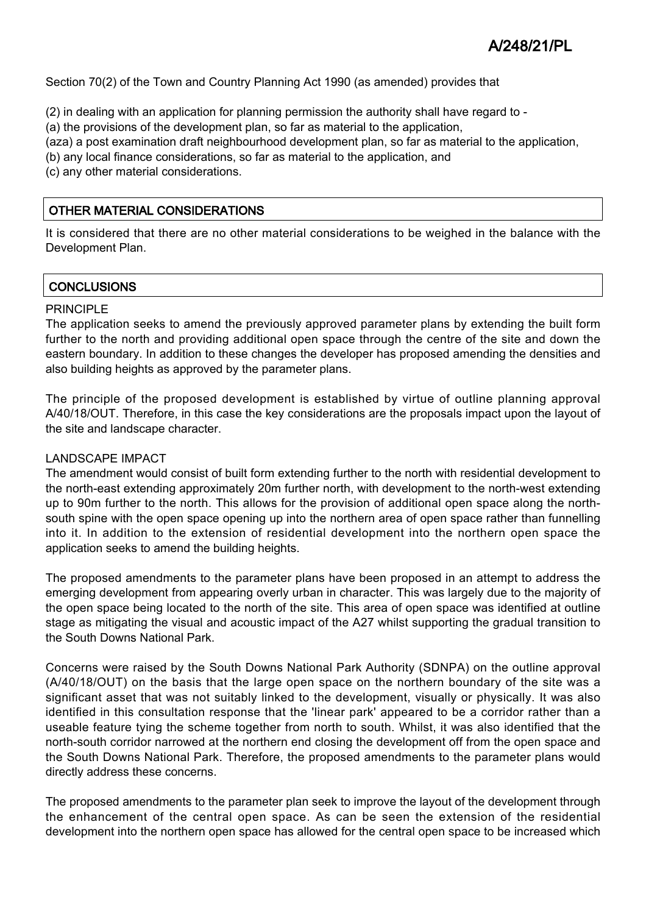Section 70(2) of the Town and Country Planning Act 1990 (as amended) provides that

(2) in dealing with an application for planning permission the authority shall have regard to -
(a) the provisions of the development plan, so far as material to the application,
(aza) a post examination draft neighbourhood development plan, so far as material to the application,
(b) any local finance considerations, so far as material to the application, and
(c) any other material considerations.

## OTHER MATERIAL CONSIDERATIONS

It is considered that there are no other material considerations to be weighed in the balance with the Development Plan.

## CONCLUSIONS

### PRINCIPLE

The application seeks to amend the previously approved parameter plans by extending the built form further to the north and providing additional open space through the centre of the site and down the eastern boundary. In addition to these changes the developer has proposed amending the densities and also building heights as approved by the parameter plans.

The principle of the proposed development is established by virtue of outline planning approval A/40/18/OUT. Therefore, in this case the key considerations are the proposals impact upon the layout of the site and landscape character.

### LANDSCAPE IMPACT

The amendment would consist of built form extending further to the north with residential development to the north-east extending approximately 20m further north, with development to the north-west extending up to 90m further to the north. This allows for the provision of additional open space along the north-south spine with the open space opening up into the northern area of open space rather than funnelling into it. In addition to the extension of residential development into the northern open space the application seeks to amend the building heights.

The proposed amendments to the parameter plans have been proposed in an attempt to address the emerging development from appearing overly urban in character. This was largely due to the majority of the open space being located to the north of the site. This area of open space was identified at outline stage as mitigating the visual and acoustic impact of the A27 whilst supporting the gradual transition to the South Downs National Park.

Concerns were raised by the South Downs National Park Authority (SDNPA) on the outline approval (A/40/18/OUT) on the basis that the large open space on the northern boundary of the site was a significant asset that was not suitably linked to the development, visually or physically. It was also identified in this consultation response that the 'linear park' appeared to be a corridor rather than a useable feature tying the scheme together from north to south. Whilst, it was also identified that the north-south corridor narrowed at the northern end closing the development off from the open space and the South Downs National Park. Therefore, the proposed amendments to the parameter plans would directly address these concerns.

The proposed amendments to the parameter plan seek to improve the layout of the development through the enhancement of the central open space. As can be seen the extension of the residential development into the northern open space has allowed for the central open space to be increased which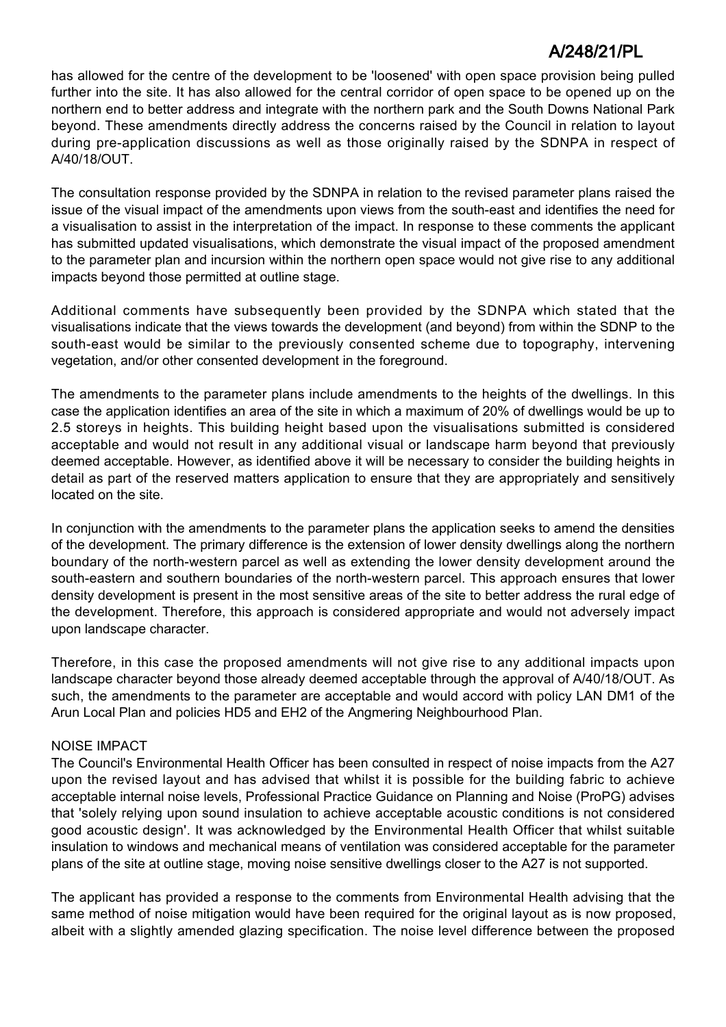has allowed for the centre of the development to be 'loosened' with open space provision being pulled further into the site. It has also allowed for the central corridor of open space to be opened up on the northern end to better address and integrate with the northern park and the South Downs National Park beyond. These amendments directly address the concerns raised by the Council in relation to layout during pre-application discussions as well as those originally raised by the SDNPA in respect of A/40/18/OUT.

The consultation response provided by the SDNPA in relation to the revised parameter plans raised the issue of the visual impact of the amendments upon views from the south-east and identifies the need for a visualisation to assist in the interpretation of the impact. In response to these comments the applicant has submitted updated visualisations, which demonstrate the visual impact of the proposed amendment to the parameter plan and incursion within the northern open space would not give rise to any additional impacts beyond those permitted at outline stage.

Additional comments have subsequently been provided by the SDNPA which stated that the visualisations indicate that the views towards the development (and beyond) from within the SDNP to the south-east would be similar to the previously consented scheme due to topography, intervening vegetation, and/or other consented development in the foreground.

The amendments to the parameter plans include amendments to the heights of the dwellings. In this case the application identifies an area of the site in which a maximum of 20% of dwellings would be up to 2.5 storeys in heights. This building height based upon the visualisations submitted is considered acceptable and would not result in any additional visual or landscape harm beyond that previously deemed acceptable. However, as identified above it will be necessary to consider the building heights in detail as part of the reserved matters application to ensure that they are appropriately and sensitively located on the site.

In conjunction with the amendments to the parameter plans the application seeks to amend the densities of the development. The primary difference is the extension of lower density dwellings along the northern boundary of the north-western parcel as well as extending the lower density development around the south-eastern and southern boundaries of the north-western parcel. This approach ensures that lower density development is present in the most sensitive areas of the site to better address the rural edge of the development. Therefore, this approach is considered appropriate and would not adversely impact upon landscape character.

Therefore, in this case the proposed amendments will not give rise to any additional impacts upon landscape character beyond those already deemed acceptable through the approval of A/40/18/OUT. As such, the amendments to the parameter are acceptable and would accord with policy LAN DM1 of the Arun Local Plan and policies HD5 and EH2 of the Angmering Neighbourhood Plan.

NOISE IMPACT

The Council's Environmental Health Officer has been consulted in respect of noise impacts from the A27 upon the revised layout and has advised that whilst it is possible for the building fabric to achieve acceptable internal noise levels, Professional Practice Guidance on Planning and Noise (ProPG) advises that 'solely relying upon sound insulation to achieve acceptable acoustic conditions is not considered good acoustic design'. It was acknowledged by the Environmental Health Officer that whilst suitable insulation to windows and mechanical means of ventilation was considered acceptable for the parameter plans of the site at outline stage, moving noise sensitive dwellings closer to the A27 is not supported.

The applicant has provided a response to the comments from Environmental Health advising that the same method of noise mitigation would have been required for the original layout as is now proposed, albeit with a slightly amended glazing specification. The noise level difference between the proposed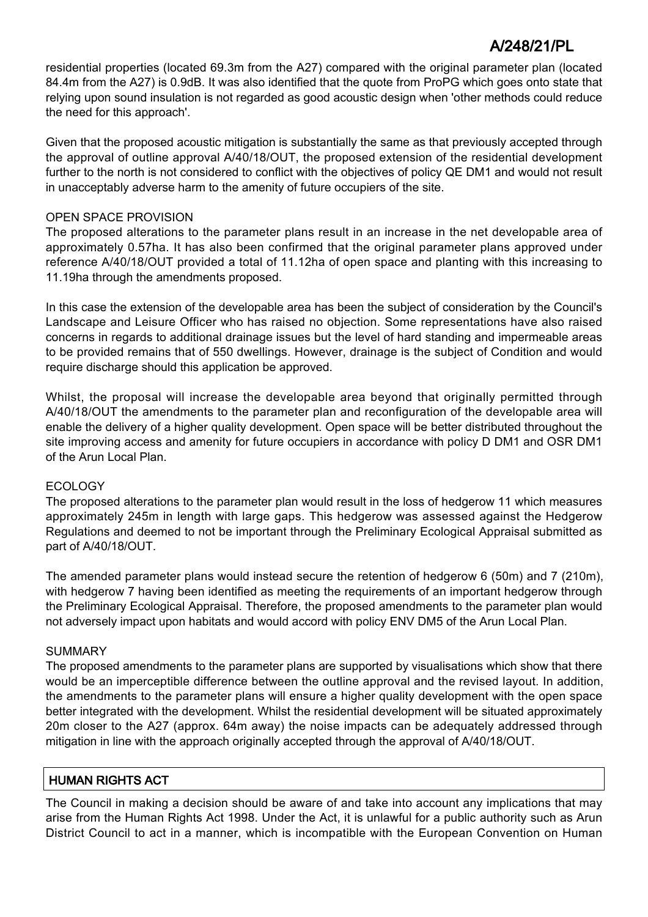residential properties (located 69.3m from the A27) compared with the original parameter plan (located 84.4m from the A27) is 0.9dB. It was also identified that the quote from ProPG which goes onto state that relying upon sound insulation is not regarded as good acoustic design when 'other methods could reduce the need for this approach'.

Given that the proposed acoustic mitigation is substantially the same as that previously accepted through the approval of outline approval A/40/18/OUT, the proposed extension of the residential development further to the north is not considered to conflict with the objectives of policy QE DM1 and would not result in unacceptably adverse harm to the amenity of future occupiers of the site.

OPEN SPACE PROVISION

The proposed alterations to the parameter plans result in an increase in the net developable area of approximately 0.57ha. It has also been confirmed that the original parameter plans approved under reference A/40/18/OUT provided a total of 11.12ha of open space and planting with this increasing to 11.19ha through the amendments proposed.

In this case the extension of the developable area has been the subject of consideration by the Council's Landscape and Leisure Officer who has raised no objection. Some representations have also raised concerns in regards to additional drainage issues but the level of hard standing and impermeable areas to be provided remains that of 550 dwellings. However, drainage is the subject of Condition and would require discharge should this application be approved.

Whilst, the proposal will increase the developable area beyond that originally permitted through A/40/18/OUT the amendments to the parameter plan and reconfiguration of the developable area will enable the delivery of a higher quality development. Open space will be better distributed throughout the site improving access and amenity for future occupiers in accordance with policy D DM1 and OSR DM1 of the Arun Local Plan.

ECOLOGY

The proposed alterations to the parameter plan would result in the loss of hedgerow 11 which measures approximately 245m in length with large gaps. This hedgerow was assessed against the Hedgerow Regulations and deemed to not be important through the Preliminary Ecological Appraisal submitted as part of A/40/18/OUT.

The amended parameter plans would instead secure the retention of hedgerow 6 (50m) and 7 (210m), with hedgerow 7 having been identified as meeting the requirements of an important hedgerow through the Preliminary Ecological Appraisal. Therefore, the proposed amendments to the parameter plan would not adversely impact upon habitats and would accord with policy ENV DM5 of the Arun Local Plan.

SUMMARY

The proposed amendments to the parameter plans are supported by visualisations which show that there would be an imperceptible difference between the outline approval and the revised layout. In addition, the amendments to the parameter plans will ensure a higher quality development with the open space better integrated with the development. Whilst the residential development will be situated approximately 20m closer to the A27 (approx. 64m away) the noise impacts can be adequately addressed through mitigation in line with the approach originally accepted through the approval of A/40/18/OUT.

## HUMAN RIGHTS ACT

The Council in making a decision should be aware of and take into account any implications that may arise from the Human Rights Act 1998. Under the Act, it is unlawful for a public authority such as Arun District Council to act in a manner, which is incompatible with the European Convention on Human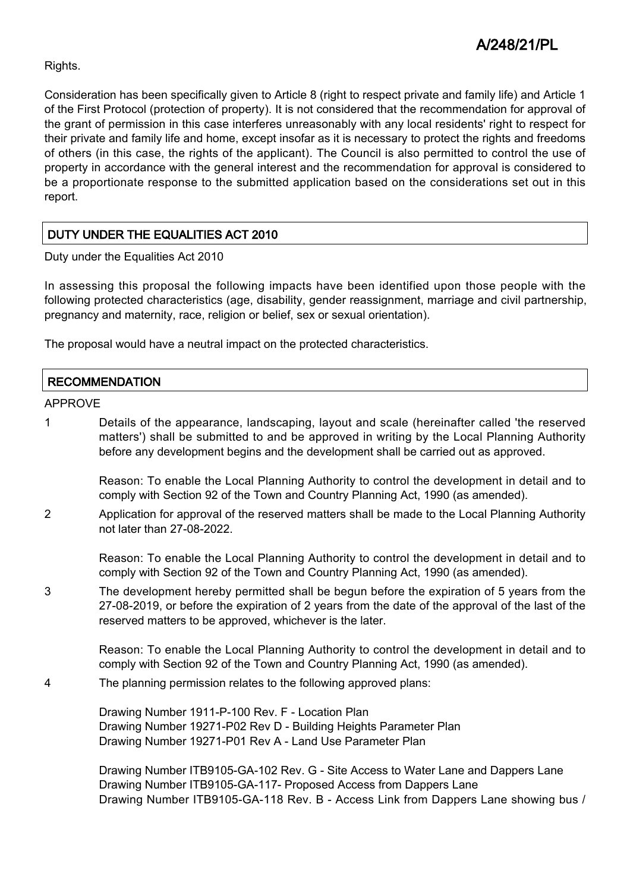Rights.

Consideration has been specifically given to Article 8 (right to respect private and family life) and Article 1 of the First Protocol (protection of property). It is not considered that the recommendation for approval of the grant of permission in this case interferes unreasonably with any local residents' right to respect for their private and family life and home, except insofar as it is necessary to protect the rights and freedoms of others (in this case, the rights of the applicant). The Council is also permitted to control the use of property in accordance with the general interest and the recommendation for approval is considered to be a proportionate response to the submitted application based on the considerations set out in this report.

## DUTY UNDER THE EQUALITIES ACT 2010

Duty under the Equalities Act 2010

In assessing this proposal the following impacts have been identified upon those people with the following protected characteristics (age, disability, gender reassignment, marriage and civil partnership, pregnancy and maternity, race, religion or belief, sex or sexual orientation).

The proposal would have a neutral impact on the protected characteristics.

## RECOMMENDATION

APPROVE

1 Details of the appearance, landscaping, layout and scale (hereinafter called 'the reserved matters') shall be submitted to and be approved in writing by the Local Planning Authority before any development begins and the development shall be carried out as approved.

   Reason: To enable the Local Planning Authority to control the development in detail and to comply with Section 92 of the Town and Country Planning Act, 1990 (as amended).

2 Application for approval of the reserved matters shall be made to the Local Planning Authority not later than 27-08-2022.

   Reason: To enable the Local Planning Authority to control the development in detail and to comply with Section 92 of the Town and Country Planning Act, 1990 (as amended).

3 The development hereby permitted shall be begun before the expiration of 5 years from the 27-08-2019, or before the expiration of 2 years from the date of the approval of the last of the reserved matters to be approved, whichever is the later.

   Reason: To enable the Local Planning Authority to control the development in detail and to comply with Section 92 of the Town and Country Planning Act, 1990 (as amended).

4 The planning permission relates to the following approved plans:

   Drawing Number 1911-P-100 Rev. F - Location Plan
   Drawing Number 19271-P02 Rev D - Building Heights Parameter Plan
   Drawing Number 19271-P01 Rev A - Land Use Parameter Plan

   Drawing Number ITB9105-GA-102 Rev. G - Site Access to Water Lane and Dappers Lane
   Drawing Number ITB9105-GA-117- Proposed Access from Dappers Lane
   Drawing Number ITB9105-GA-118 Rev. B - Access Link from Dappers Lane showing bus /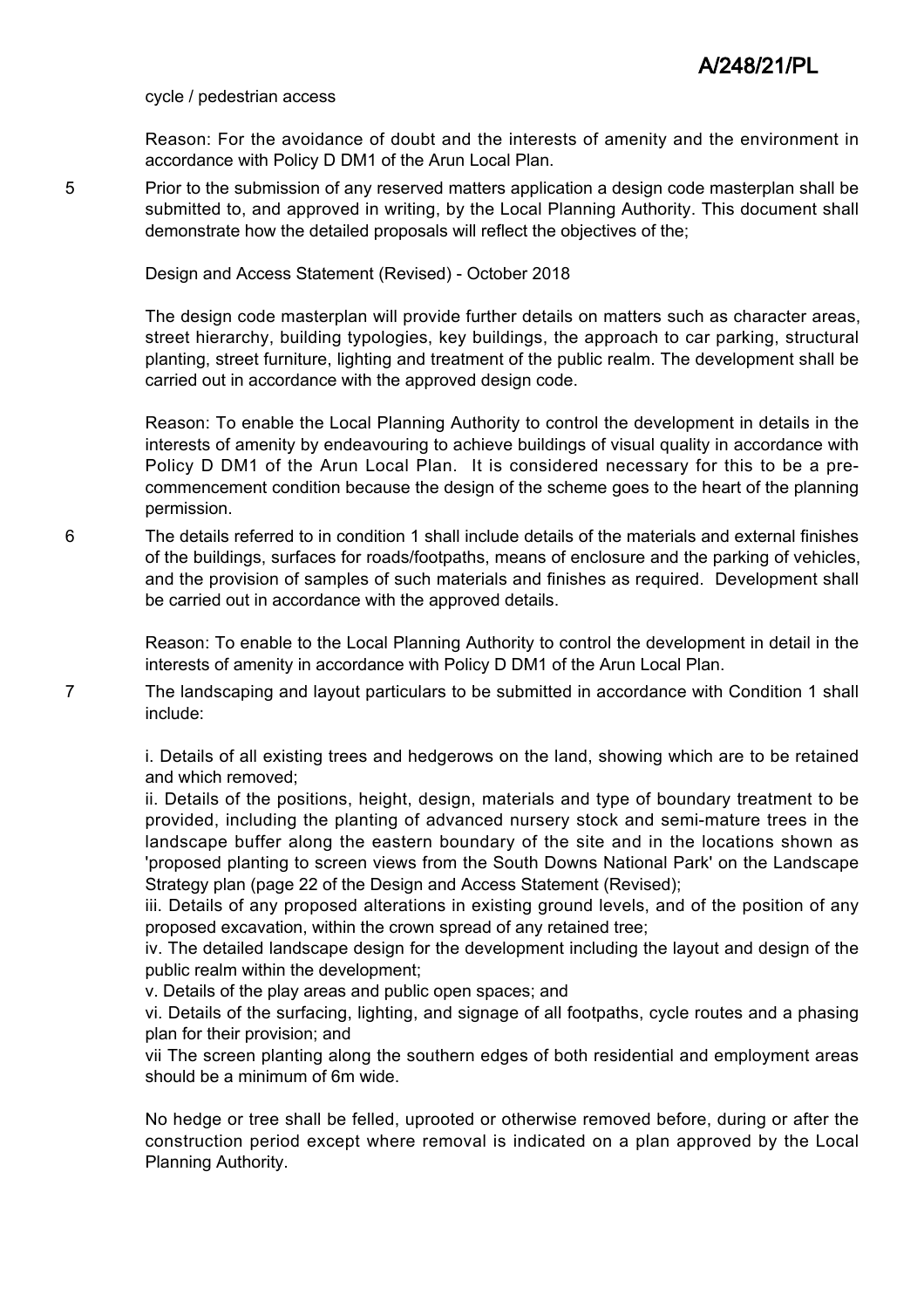cycle / pedestrian access

Reason: For the avoidance of doubt and the interests of amenity and the environment in accordance with Policy D DM1 of the Arun Local Plan.

5 Prior to the submission of any reserved matters application a design code masterplan shall be submitted to, and approved in writing, by the Local Planning Authority. This document shall demonstrate how the detailed proposals will reflect the objectives of the;

Design and Access Statement (Revised) - October 2018

The design code masterplan will provide further details on matters such as character areas, street hierarchy, building typologies, key buildings, the approach to car parking, structural planting, street furniture, lighting and treatment of the public realm. The development shall be carried out in accordance with the approved design code.

Reason: To enable the Local Planning Authority to control the development in details in the interests of amenity by endeavouring to achieve buildings of visual quality in accordance with Policy D DM1 of the Arun Local Plan. It is considered necessary for this to be a pre-commencement condition because the design of the scheme goes to the heart of the planning permission.

6 The details referred to in condition 1 shall include details of the materials and external finishes of the buildings, surfaces for roads/footpaths, means of enclosure and the parking of vehicles, and the provision of samples of such materials and finishes as required. Development shall be carried out in accordance with the approved details.

Reason: To enable to the Local Planning Authority to control the development in detail in the interests of amenity in accordance with Policy D DM1 of the Arun Local Plan.

7 The landscaping and layout particulars to be submitted in accordance with Condition 1 shall include:

i. Details of all existing trees and hedgerows on the land, showing which are to be retained and which removed;
ii. Details of the positions, height, design, materials and type of boundary treatment to be provided, including the planting of advanced nursery stock and semi-mature trees in the landscape buffer along the eastern boundary of the site and in the locations shown as 'proposed planting to screen views from the South Downs National Park' on the Landscape Strategy plan (page 22 of the Design and Access Statement (Revised);
iii. Details of any proposed alterations in existing ground levels, and of the position of any proposed excavation, within the crown spread of any retained tree;
iv. The detailed landscape design for the development including the layout and design of the public realm within the development;
v. Details of the play areas and public open spaces; and
vi. Details of the surfacing, lighting, and signage of all footpaths, cycle routes and a phasing plan for their provision; and
vii The screen planting along the southern edges of both residential and employment areas should be a minimum of 6m wide.

No hedge or tree shall be felled, uprooted or otherwise removed before, during or after the construction period except where removal is indicated on a plan approved by the Local Planning Authority.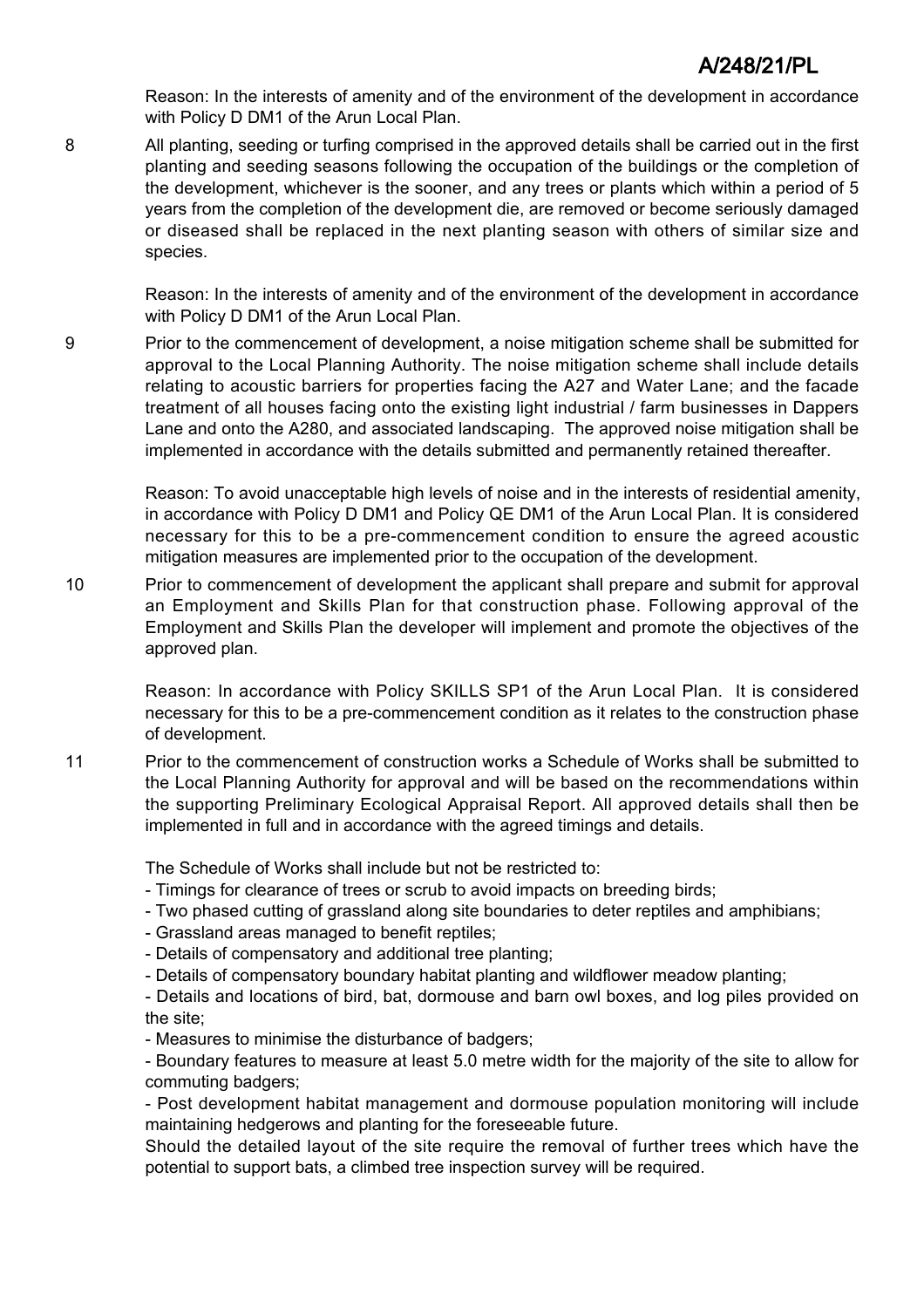Reason: In the interests of amenity and of the environment of the development in accordance with Policy D DM1 of the Arun Local Plan.

8 All planting, seeding or turfing comprised in the approved details shall be carried out in the first planting and seeding seasons following the occupation of the buildings or the completion of the development, whichever is the sooner, and any trees or plants which within a period of 5 years from the completion of the development die, are removed or become seriously damaged or diseased shall be replaced in the next planting season with others of similar size and species.

Reason: In the interests of amenity and of the environment of the development in accordance with Policy D DM1 of the Arun Local Plan.

9 Prior to the commencement of development, a noise mitigation scheme shall be submitted for approval to the Local Planning Authority. The noise mitigation scheme shall include details relating to acoustic barriers for properties facing the A27 and Water Lane; and the facade treatment of all houses facing onto the existing light industrial / farm businesses in Dappers Lane and onto the A280, and associated landscaping. The approved noise mitigation shall be implemented in accordance with the details submitted and permanently retained thereafter.

Reason: To avoid unacceptable high levels of noise and in the interests of residential amenity, in accordance with Policy D DM1 and Policy QE DM1 of the Arun Local Plan. It is considered necessary for this to be a pre-commencement condition to ensure the agreed acoustic mitigation measures are implemented prior to the occupation of the development.

10 Prior to commencement of development the applicant shall prepare and submit for approval an Employment and Skills Plan for that construction phase. Following approval of the Employment and Skills Plan the developer will implement and promote the objectives of the approved plan.

Reason: In accordance with Policy SKILLS SP1 of the Arun Local Plan. It is considered necessary for this to be a pre-commencement condition as it relates to the construction phase of development.

11 Prior to the commencement of construction works a Schedule of Works shall be submitted to the Local Planning Authority for approval and will be based on the recommendations within the supporting Preliminary Ecological Appraisal Report. All approved details shall then be implemented in full and in accordance with the agreed timings and details.

The Schedule of Works shall include but not be restricted to:

- Timings for clearance of trees or scrub to avoid impacts on breeding birds;
- Two phased cutting of grassland along site boundaries to deter reptiles and amphibians;
- Grassland areas managed to benefit reptiles;
- Details of compensatory and additional tree planting;
- Details of compensatory boundary habitat planting and wildflower meadow planting;
- Details and locations of bird, bat, dormouse and barn owl boxes, and log piles provided on the site;
- Measures to minimise the disturbance of badgers;
- Boundary features to measure at least 5.0 metre width for the majority of the site to allow for commuting badgers;
- Post development habitat management and dormouse population monitoring will include maintaining hedgerows and planting for the foreseeable future.

Should the detailed layout of the site require the removal of further trees which have the potential to support bats, a climbed tree inspection survey will be required.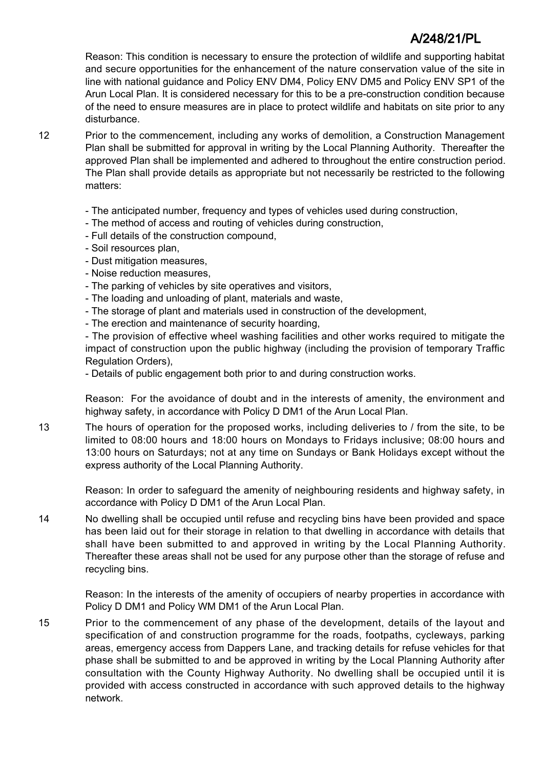Reason: This condition is necessary to ensure the protection of wildlife and supporting habitat and secure opportunities for the enhancement of the nature conservation value of the site in line with national guidance and Policy ENV DM4, Policy ENV DM5 and Policy ENV SP1 of the Arun Local Plan. It is considered necessary for this to be a pre-construction condition because of the need to ensure measures are in place to protect wildlife and habitats on site prior to any disturbance.

12 Prior to the commencement, including any works of demolition, a Construction Management Plan shall be submitted for approval in writing by the Local Planning Authority. Thereafter the approved Plan shall be implemented and adhered to throughout the entire construction period. The Plan shall provide details as appropriate but not necessarily be restricted to the following matters:

- The anticipated number, frequency and types of vehicles used during construction,
- The method of access and routing of vehicles during construction,
- Full details of the construction compound,
- Soil resources plan,
- Dust mitigation measures,
- Noise reduction measures,
- The parking of vehicles by site operatives and visitors,
- The loading and unloading of plant, materials and waste,
- The storage of plant and materials used in construction of the development,
- The erection and maintenance of security hoarding,
- The provision of effective wheel washing facilities and other works required to mitigate the impact of construction upon the public highway (including the provision of temporary Traffic Regulation Orders),
- Details of public engagement both prior to and during construction works.

Reason: For the avoidance of doubt and in the interests of amenity, the environment and highway safety, in accordance with Policy D DM1 of the Arun Local Plan.

13 The hours of operation for the proposed works, including deliveries to / from the site, to be limited to 08:00 hours and 18:00 hours on Mondays to Fridays inclusive; 08:00 hours and 13:00 hours on Saturdays; not at any time on Sundays or Bank Holidays except without the express authority of the Local Planning Authority.

Reason: In order to safeguard the amenity of neighbouring residents and highway safety, in accordance with Policy D DM1 of the Arun Local Plan.

14 No dwelling shall be occupied until refuse and recycling bins have been provided and space has been laid out for their storage in relation to that dwelling in accordance with details that shall have been submitted to and approved in writing by the Local Planning Authority. Thereafter these areas shall not be used for any purpose other than the storage of refuse and recycling bins.

Reason: In the interests of the amenity of occupiers of nearby properties in accordance with Policy D DM1 and Policy WM DM1 of the Arun Local Plan.

15 Prior to the commencement of any phase of the development, details of the layout and specification of and construction programme for the roads, footpaths, cycleways, parking areas, emergency access from Dappers Lane, and tracking details for refuse vehicles for that phase shall be submitted to and be approved in writing by the Local Planning Authority after consultation with the County Highway Authority. No dwelling shall be occupied until it is provided with access constructed in accordance with such approved details to the highway network.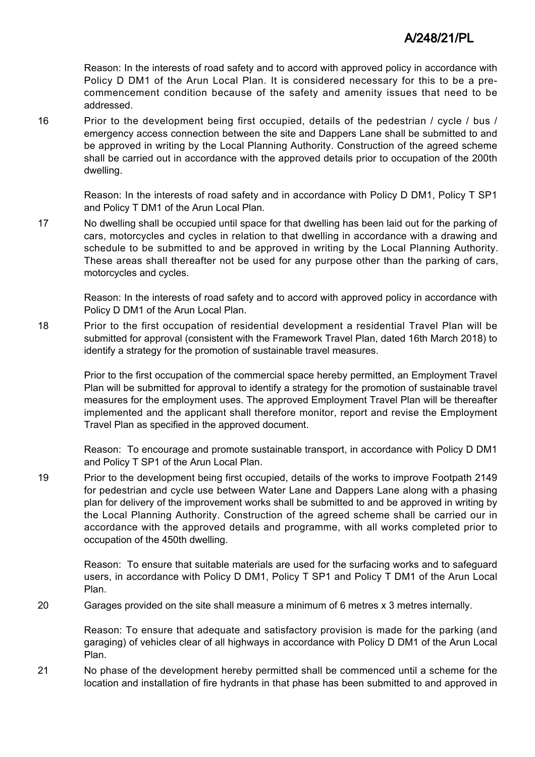Reason: In the interests of road safety and to accord with approved policy in accordance with Policy D DM1 of the Arun Local Plan. It is considered necessary for this to be a pre-commencement condition because of the safety and amenity issues that need to be addressed.

16 Prior to the development being first occupied, details of the pedestrian / cycle / bus / emergency access connection between the site and Dappers Lane shall be submitted to and be approved in writing by the Local Planning Authority. Construction of the agreed scheme shall be carried out in accordance with the approved details prior to occupation of the 200th dwelling.

Reason: In the interests of road safety and in accordance with Policy D DM1, Policy T SP1 and Policy T DM1 of the Arun Local Plan.

17 No dwelling shall be occupied until space for that dwelling has been laid out for the parking of cars, motorcycles and cycles in relation to that dwelling in accordance with a drawing and schedule to be submitted to and be approved in writing by the Local Planning Authority. These areas shall thereafter not be used for any purpose other than the parking of cars, motorcycles and cycles.

Reason: In the interests of road safety and to accord with approved policy in accordance with Policy D DM1 of the Arun Local Plan.

18 Prior to the first occupation of residential development a residential Travel Plan will be submitted for approval (consistent with the Framework Travel Plan, dated 16th March 2018) to identify a strategy for the promotion of sustainable travel measures.

Prior to the first occupation of the commercial space hereby permitted, an Employment Travel Plan will be submitted for approval to identify a strategy for the promotion of sustainable travel measures for the employment uses. The approved Employment Travel Plan will be thereafter implemented and the applicant shall therefore monitor, report and revise the Employment Travel Plan as specified in the approved document.

Reason: To encourage and promote sustainable transport, in accordance with Policy D DM1 and Policy T SP1 of the Arun Local Plan.

19 Prior to the development being first occupied, details of the works to improve Footpath 2149 for pedestrian and cycle use between Water Lane and Dappers Lane along with a phasing plan for delivery of the improvement works shall be submitted to and be approved in writing by the Local Planning Authority. Construction of the agreed scheme shall be carried our in accordance with the approved details and programme, with all works completed prior to occupation of the 450th dwelling.

Reason: To ensure that suitable materials are used for the surfacing works and to safeguard users, in accordance with Policy D DM1, Policy T SP1 and Policy T DM1 of the Arun Local Plan.

20 Garages provided on the site shall measure a minimum of 6 metres x 3 metres internally.

Reason: To ensure that adequate and satisfactory provision is made for the parking (and garaging) of vehicles clear of all highways in accordance with Policy D DM1 of the Arun Local Plan.

21 No phase of the development hereby permitted shall be commenced until a scheme for the location and installation of fire hydrants in that phase has been submitted to and approved in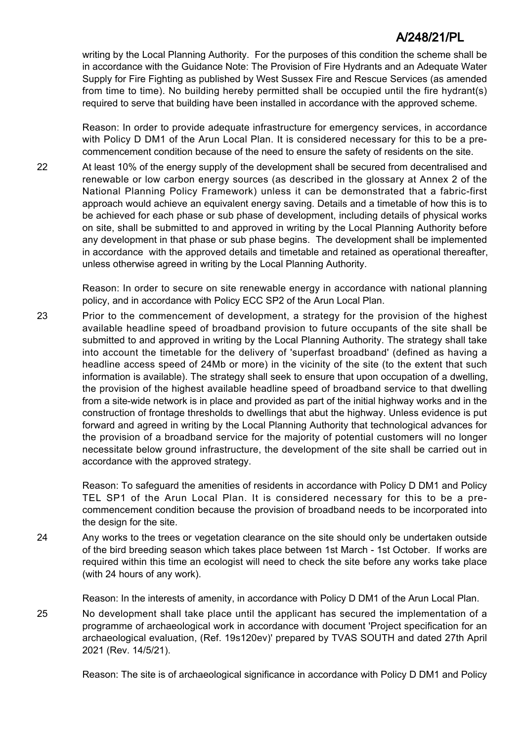writing by the Local Planning Authority. For the purposes of this condition the scheme shall be in accordance with the Guidance Note: The Provision of Fire Hydrants and an Adequate Water Supply for Fire Fighting as published by West Sussex Fire and Rescue Services (as amended from time to time). No building hereby permitted shall be occupied until the fire hydrant(s) required to serve that building have been installed in accordance with the approved scheme.

Reason: In order to provide adequate infrastructure for emergency services, in accordance with Policy D DM1 of the Arun Local Plan. It is considered necessary for this to be a pre-commencement condition because of the need to ensure the safety of residents on the site.

22 At least 10% of the energy supply of the development shall be secured from decentralised and renewable or low carbon energy sources (as described in the glossary at Annex 2 of the National Planning Policy Framework) unless it can be demonstrated that a fabric-first approach would achieve an equivalent energy saving. Details and a timetable of how this is to be achieved for each phase or sub phase of development, including details of physical works on site, shall be submitted to and approved in writing by the Local Planning Authority before any development in that phase or sub phase begins. The development shall be implemented in accordance with the approved details and timetable and retained as operational thereafter, unless otherwise agreed in writing by the Local Planning Authority.

Reason: In order to secure on site renewable energy in accordance with national planning policy, and in accordance with Policy ECC SP2 of the Arun Local Plan.

23 Prior to the commencement of development, a strategy for the provision of the highest available headline speed of broadband provision to future occupants of the site shall be submitted to and approved in writing by the Local Planning Authority. The strategy shall take into account the timetable for the delivery of 'superfast broadband' (defined as having a headline access speed of 24Mb or more) in the vicinity of the site (to the extent that such information is available). The strategy shall seek to ensure that upon occupation of a dwelling, the provision of the highest available headline speed of broadband service to that dwelling from a site-wide network is in place and provided as part of the initial highway works and in the construction of frontage thresholds to dwellings that abut the highway. Unless evidence is put forward and agreed in writing by the Local Planning Authority that technological advances for the provision of a broadband service for the majority of potential customers will no longer necessitate below ground infrastructure, the development of the site shall be carried out in accordance with the approved strategy.

Reason: To safeguard the amenities of residents in accordance with Policy D DM1 and Policy TEL SP1 of the Arun Local Plan. It is considered necessary for this to be a pre-commencement condition because the provision of broadband needs to be incorporated into the design for the site.

24 Any works to the trees or vegetation clearance on the site should only be undertaken outside of the bird breeding season which takes place between 1st March - 1st October. If works are required within this time an ecologist will need to check the site before any works take place (with 24 hours of any work).

Reason: In the interests of amenity, in accordance with Policy D DM1 of the Arun Local Plan.

25 No development shall take place until the applicant has secured the implementation of a programme of archaeological work in accordance with document 'Project specification for an archaeological evaluation, (Ref. 19s120ev)' prepared by TVAS SOUTH and dated 27th April 2021 (Rev. 14/5/21).

Reason: The site is of archaeological significance in accordance with Policy D DM1 and Policy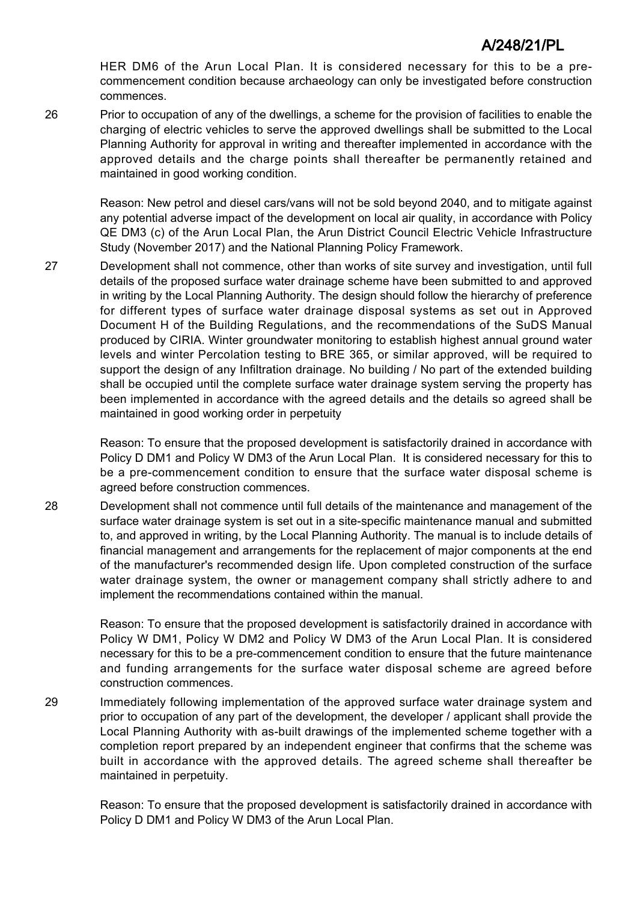HER DM6 of the Arun Local Plan. It is considered necessary for this to be a pre-commencement condition because archaeology can only be investigated before construction commences.

26 Prior to occupation of any of the dwellings, a scheme for the provision of facilities to enable the charging of electric vehicles to serve the approved dwellings shall be submitted to the Local Planning Authority for approval in writing and thereafter implemented in accordance with the approved details and the charge points shall thereafter be permanently retained and maintained in good working condition.

Reason: New petrol and diesel cars/vans will not be sold beyond 2040, and to mitigate against any potential adverse impact of the development on local air quality, in accordance with Policy QE DM3 (c) of the Arun Local Plan, the Arun District Council Electric Vehicle Infrastructure Study (November 2017) and the National Planning Policy Framework.

27 Development shall not commence, other than works of site survey and investigation, until full details of the proposed surface water drainage scheme have been submitted to and approved in writing by the Local Planning Authority. The design should follow the hierarchy of preference for different types of surface water drainage disposal systems as set out in Approved Document H of the Building Regulations, and the recommendations of the SuDS Manual produced by CIRIA. Winter groundwater monitoring to establish highest annual ground water levels and winter Percolation testing to BRE 365, or similar approved, will be required to support the design of any Infiltration drainage. No building / No part of the extended building shall be occupied until the complete surface water drainage system serving the property has been implemented in accordance with the agreed details and the details so agreed shall be maintained in good working order in perpetuity

Reason: To ensure that the proposed development is satisfactorily drained in accordance with Policy D DM1 and Policy W DM3 of the Arun Local Plan. It is considered necessary for this to be a pre-commencement condition to ensure that the surface water disposal scheme is agreed before construction commences.

28 Development shall not commence until full details of the maintenance and management of the surface water drainage system is set out in a site-specific maintenance manual and submitted to, and approved in writing, by the Local Planning Authority. The manual is to include details of financial management and arrangements for the replacement of major components at the end of the manufacturer's recommended design life. Upon completed construction of the surface water drainage system, the owner or management company shall strictly adhere to and implement the recommendations contained within the manual.

Reason: To ensure that the proposed development is satisfactorily drained in accordance with Policy W DM1, Policy W DM2 and Policy W DM3 of the Arun Local Plan. It is considered necessary for this to be a pre-commencement condition to ensure that the future maintenance and funding arrangements for the surface water disposal scheme are agreed before construction commences.

29 Immediately following implementation of the approved surface water drainage system and prior to occupation of any part of the development, the developer / applicant shall provide the Local Planning Authority with as-built drawings of the implemented scheme together with a completion report prepared by an independent engineer that confirms that the scheme was built in accordance with the approved details. The agreed scheme shall thereafter be maintained in perpetuity.

Reason: To ensure that the proposed development is satisfactorily drained in accordance with Policy D DM1 and Policy W DM3 of the Arun Local Plan.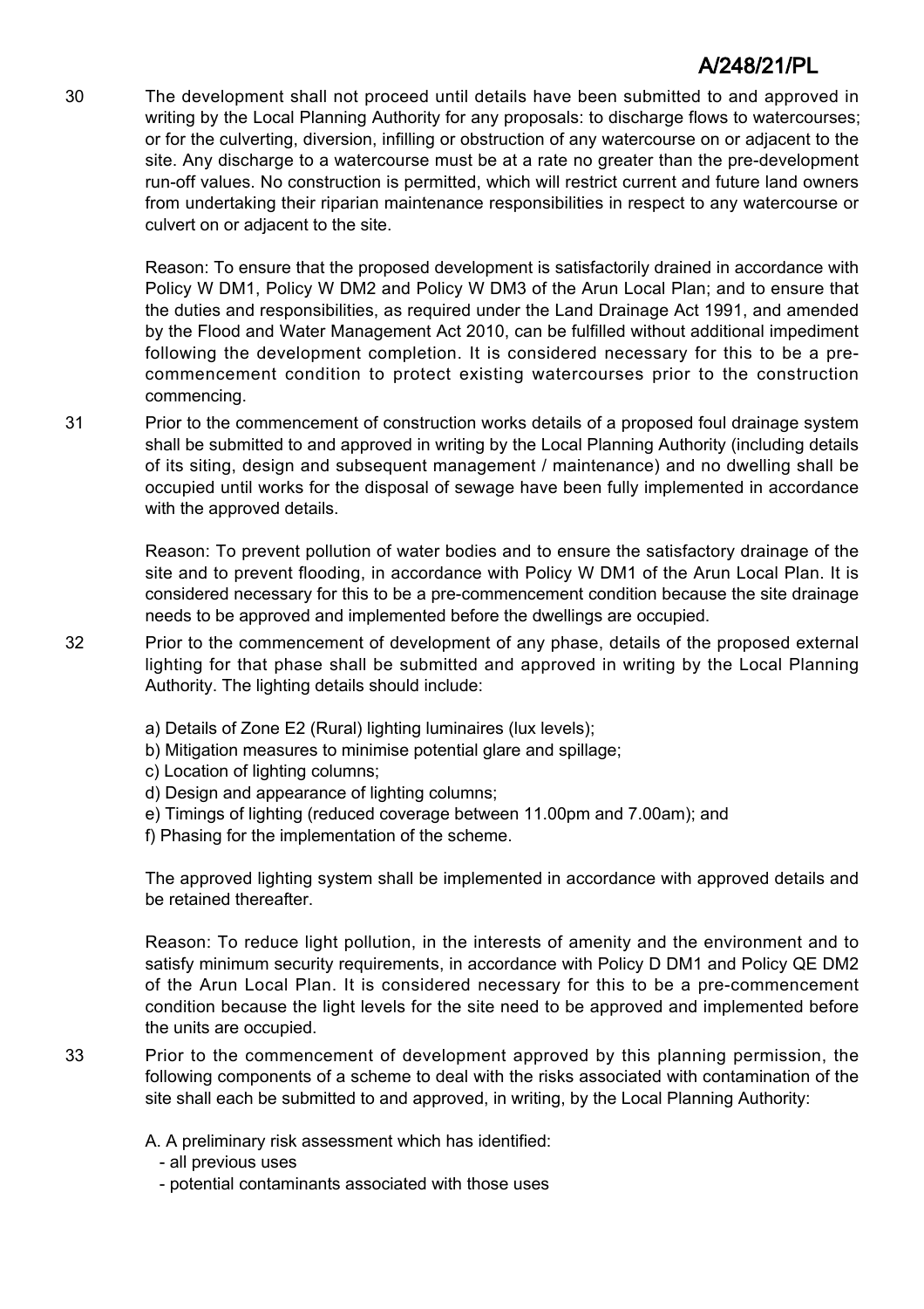30 The development shall not proceed until details have been submitted to and approved in writing by the Local Planning Authority for any proposals: to discharge flows to watercourses; or for the culverting, diversion, infilling or obstruction of any watercourse on or adjacent to the site. Any discharge to a watercourse must be at a rate no greater than the pre-development run-off values. No construction is permitted, which will restrict current and future land owners from undertaking their riparian maintenance responsibilities in respect to any watercourse or culvert on or adjacent to the site.

Reason: To ensure that the proposed development is satisfactorily drained in accordance with Policy W DM1, Policy W DM2 and Policy W DM3 of the Arun Local Plan; and to ensure that the duties and responsibilities, as required under the Land Drainage Act 1991, and amended by the Flood and Water Management Act 2010, can be fulfilled without additional impediment following the development completion. It is considered necessary for this to be a pre-commencement condition to protect existing watercourses prior to the construction commencing.

31 Prior to the commencement of construction works details of a proposed foul drainage system shall be submitted to and approved in writing by the Local Planning Authority (including details of its siting, design and subsequent management / maintenance) and no dwelling shall be occupied until works for the disposal of sewage have been fully implemented in accordance with the approved details.

Reason: To prevent pollution of water bodies and to ensure the satisfactory drainage of the site and to prevent flooding, in accordance with Policy W DM1 of the Arun Local Plan. It is considered necessary for this to be a pre-commencement condition because the site drainage needs to be approved and implemented before the dwellings are occupied.

32 Prior to the commencement of development of any phase, details of the proposed external lighting for that phase shall be submitted and approved in writing by the Local Planning Authority. The lighting details should include:

a) Details of Zone E2 (Rural) lighting luminaires (lux levels);
b) Mitigation measures to minimise potential glare and spillage;
c) Location of lighting columns;
d) Design and appearance of lighting columns;
e) Timings of lighting (reduced coverage between 11.00pm and 7.00am); and
f) Phasing for the implementation of the scheme.

The approved lighting system shall be implemented in accordance with approved details and be retained thereafter.

Reason: To reduce light pollution, in the interests of amenity and the environment and to satisfy minimum security requirements, in accordance with Policy D DM1 and Policy QE DM2 of the Arun Local Plan. It is considered necessary for this to be a pre-commencement condition because the light levels for the site need to be approved and implemented before the units are occupied.

33 Prior to the commencement of development approved by this planning permission, the following components of a scheme to deal with the risks associated with contamination of the site shall each be submitted to and approved, in writing, by the Local Planning Authority:

A. A preliminary risk assessment which has identified:
 - all previous uses
 - potential contaminants associated with those uses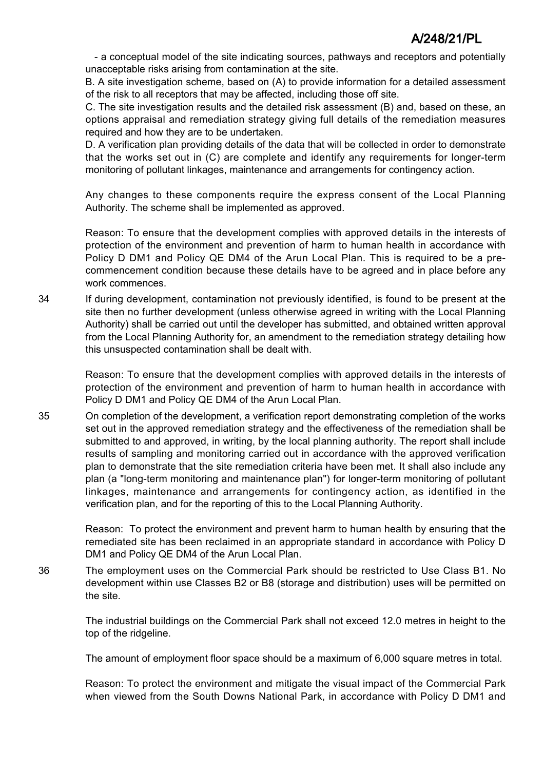- a conceptual model of the site indicating sources, pathways and receptors and potentially unacceptable risks arising from contamination at the site.

B. A site investigation scheme, based on (A) to provide information for a detailed assessment of the risk to all receptors that may be affected, including those off site.

C. The site investigation results and the detailed risk assessment (B) and, based on these, an options appraisal and remediation strategy giving full details of the remediation measures required and how they are to be undertaken.

D. A verification plan providing details of the data that will be collected in order to demonstrate that the works set out in (C) are complete and identify any requirements for longer-term monitoring of pollutant linkages, maintenance and arrangements for contingency action.

Any changes to these components require the express consent of the Local Planning Authority. The scheme shall be implemented as approved.

Reason: To ensure that the development complies with approved details in the interests of protection of the environment and prevention of harm to human health in accordance with Policy D DM1 and Policy QE DM4 of the Arun Local Plan. This is required to be a pre-commencement condition because these details have to be agreed and in place before any work commences.

34 If during development, contamination not previously identified, is found to be present at the site then no further development (unless otherwise agreed in writing with the Local Planning Authority) shall be carried out until the developer has submitted, and obtained written approval from the Local Planning Authority for, an amendment to the remediation strategy detailing how this unsuspected contamination shall be dealt with.

Reason: To ensure that the development complies with approved details in the interests of protection of the environment and prevention of harm to human health in accordance with Policy D DM1 and Policy QE DM4 of the Arun Local Plan.

35 On completion of the development, a verification report demonstrating completion of the works set out in the approved remediation strategy and the effectiveness of the remediation shall be submitted to and approved, in writing, by the local planning authority. The report shall include results of sampling and monitoring carried out in accordance with the approved verification plan to demonstrate that the site remediation criteria have been met. It shall also include any plan (a "long-term monitoring and maintenance plan") for longer-term monitoring of pollutant linkages, maintenance and arrangements for contingency action, as identified in the verification plan, and for the reporting of this to the Local Planning Authority.

Reason: To protect the environment and prevent harm to human health by ensuring that the remediated site has been reclaimed in an appropriate standard in accordance with Policy D DM1 and Policy QE DM4 of the Arun Local Plan.

36 The employment uses on the Commercial Park should be restricted to Use Class B1. No development within use Classes B2 or B8 (storage and distribution) uses will be permitted on the site.

The industrial buildings on the Commercial Park shall not exceed 12.0 metres in height to the top of the ridgeline.

The amount of employment floor space should be a maximum of 6,000 square metres in total.

Reason: To protect the environment and mitigate the visual impact of the Commercial Park when viewed from the South Downs National Park, in accordance with Policy D DM1 and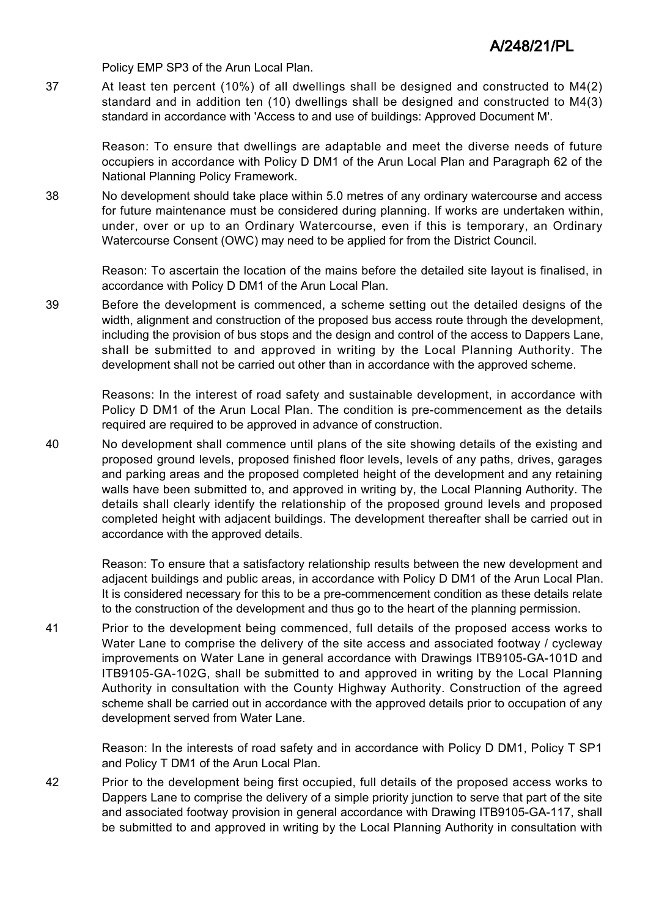Policy EMP SP3 of the Arun Local Plan.

37 At least ten percent (10%) of all dwellings shall be designed and constructed to M4(2) standard and in addition ten (10) dwellings shall be designed and constructed to M4(3) standard in accordance with 'Access to and use of buildings: Approved Document M'.

Reason: To ensure that dwellings are adaptable and meet the diverse needs of future occupiers in accordance with Policy D DM1 of the Arun Local Plan and Paragraph 62 of the National Planning Policy Framework.

38 No development should take place within 5.0 metres of any ordinary watercourse and access for future maintenance must be considered during planning. If works are undertaken within, under, over or up to an Ordinary Watercourse, even if this is temporary, an Ordinary Watercourse Consent (OWC) may need to be applied for from the District Council.

Reason: To ascertain the location of the mains before the detailed site layout is finalised, in accordance with Policy D DM1 of the Arun Local Plan.

39 Before the development is commenced, a scheme setting out the detailed designs of the width, alignment and construction of the proposed bus access route through the development, including the provision of bus stops and the design and control of the access to Dappers Lane, shall be submitted to and approved in writing by the Local Planning Authority. The development shall not be carried out other than in accordance with the approved scheme.

Reasons: In the interest of road safety and sustainable development, in accordance with Policy D DM1 of the Arun Local Plan. The condition is pre-commencement as the details required are required to be approved in advance of construction.

40 No development shall commence until plans of the site showing details of the existing and proposed ground levels, proposed finished floor levels, levels of any paths, drives, garages and parking areas and the proposed completed height of the development and any retaining walls have been submitted to, and approved in writing by, the Local Planning Authority. The details shall clearly identify the relationship of the proposed ground levels and proposed completed height with adjacent buildings. The development thereafter shall be carried out in accordance with the approved details.

Reason: To ensure that a satisfactory relationship results between the new development and adjacent buildings and public areas, in accordance with Policy D DM1 of the Arun Local Plan. It is considered necessary for this to be a pre-commencement condition as these details relate to the construction of the development and thus go to the heart of the planning permission.

41 Prior to the development being commenced, full details of the proposed access works to Water Lane to comprise the delivery of the site access and associated footway / cycleway improvements on Water Lane in general accordance with Drawings ITB9105-GA-101D and ITB9105-GA-102G, shall be submitted to and approved in writing by the Local Planning Authority in consultation with the County Highway Authority. Construction of the agreed scheme shall be carried out in accordance with the approved details prior to occupation of any development served from Water Lane.

Reason: In the interests of road safety and in accordance with Policy D DM1, Policy T SP1 and Policy T DM1 of the Arun Local Plan.

42 Prior to the development being first occupied, full details of the proposed access works to Dappers Lane to comprise the delivery of a simple priority junction to serve that part of the site and associated footway provision in general accordance with Drawing ITB9105-GA-117, shall be submitted to and approved in writing by the Local Planning Authority in consultation with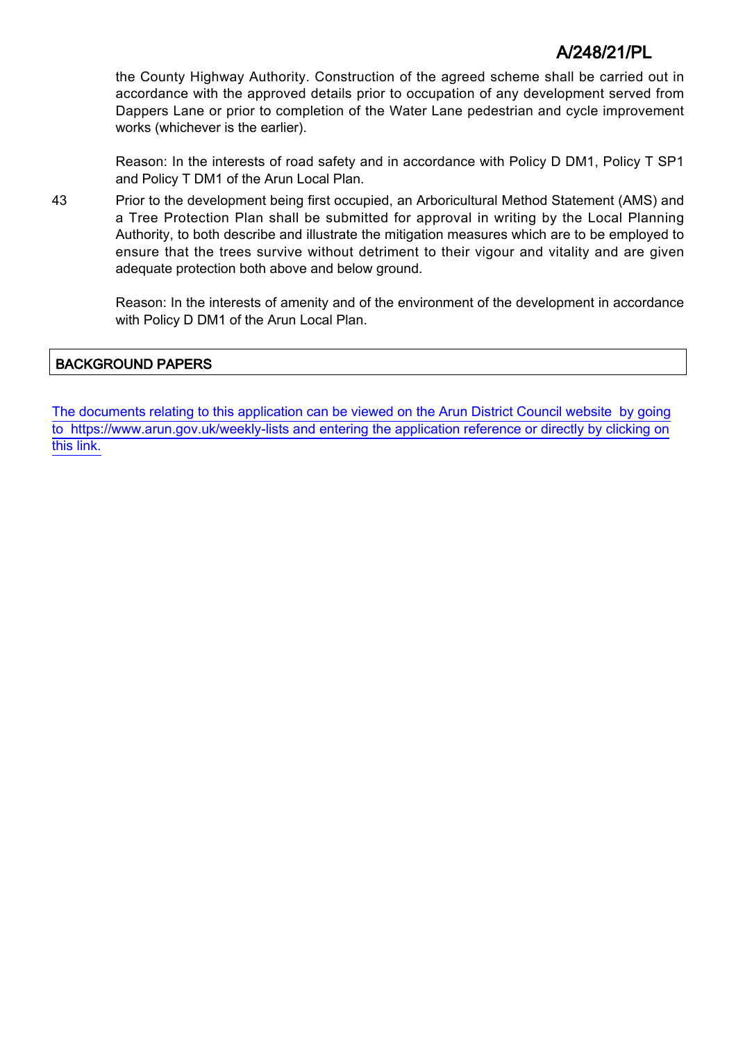the County Highway Authority. Construction of the agreed scheme shall be carried out in accordance with the approved details prior to occupation of any development served from Dappers Lane or prior to completion of the Water Lane pedestrian and cycle improvement works (whichever is the earlier).

Reason: In the interests of road safety and in accordance with Policy D DM1, Policy T SP1 and Policy T DM1 of the Arun Local Plan.

43 Prior to the development being first occupied, an Arboricultural Method Statement (AMS) and a Tree Protection Plan shall be submitted for approval in writing by the Local Planning Authority, to both describe and illustrate the mitigation measures which are to be employed to ensure that the trees survive without detriment to their vigour and vitality and are given adequate protection both above and below ground.

Reason: In the interests of amenity and of the environment of the development in accordance with Policy D DM1 of the Arun Local Plan.

## BACKGROUND PAPERS

The documents relating to this application can be viewed on the Arun District Council website by going to https://www.arun.gov.uk/weekly-lists and entering the application reference or directly by clicking on this link.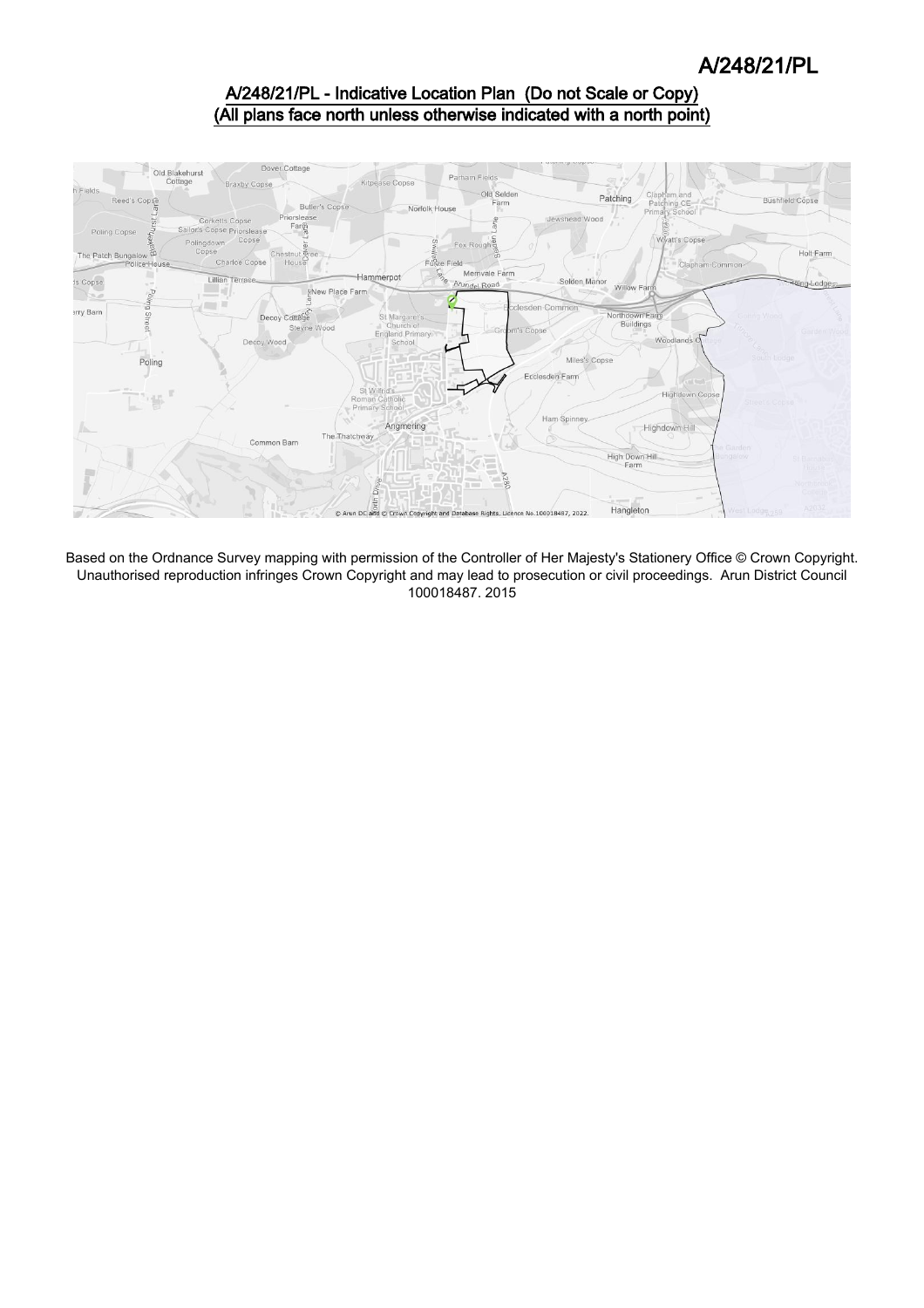# A/248/21/PL

## A/248/21/PL - Indicative Location Plan (Do not Scale or Copy)
## (All plans face north unless otherwise indicated with a north point)

Based on the Ordnance Survey mapping with permission of the Controller of Her Majesty's Stationery Office © Crown Copyright. Unauthorised reproduction infringes Crown Copyright and may lead to prosecution or civil proceedings. Arun District Council 100018487. 2015